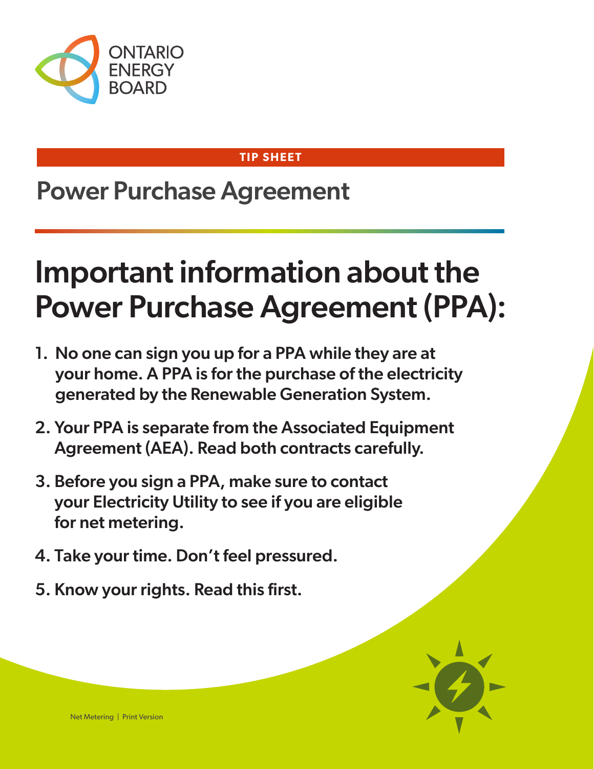ONTARIO ENERGY BOARD

**TIP SHEET**

# Power Purchase Agreement

## Important information about the Power Purchase Agreement (PPA):

1. **No one can sign you up for a PPA while they are at your home. A PPA is for the purchase of the electricity generated by the Renewable Generation System.**
2. **Your PPA is separate from the Associated Equipment Agreement (AEA). Read both contracts carefully.**
3. **Before you sign a PPA, make sure to contact your Electricity Utility to see if you are eligible for net metering.**
4. **Take your time. Don't feel pressured.**
5. **Know your rights. Read this first.**

Net Metering | Print Version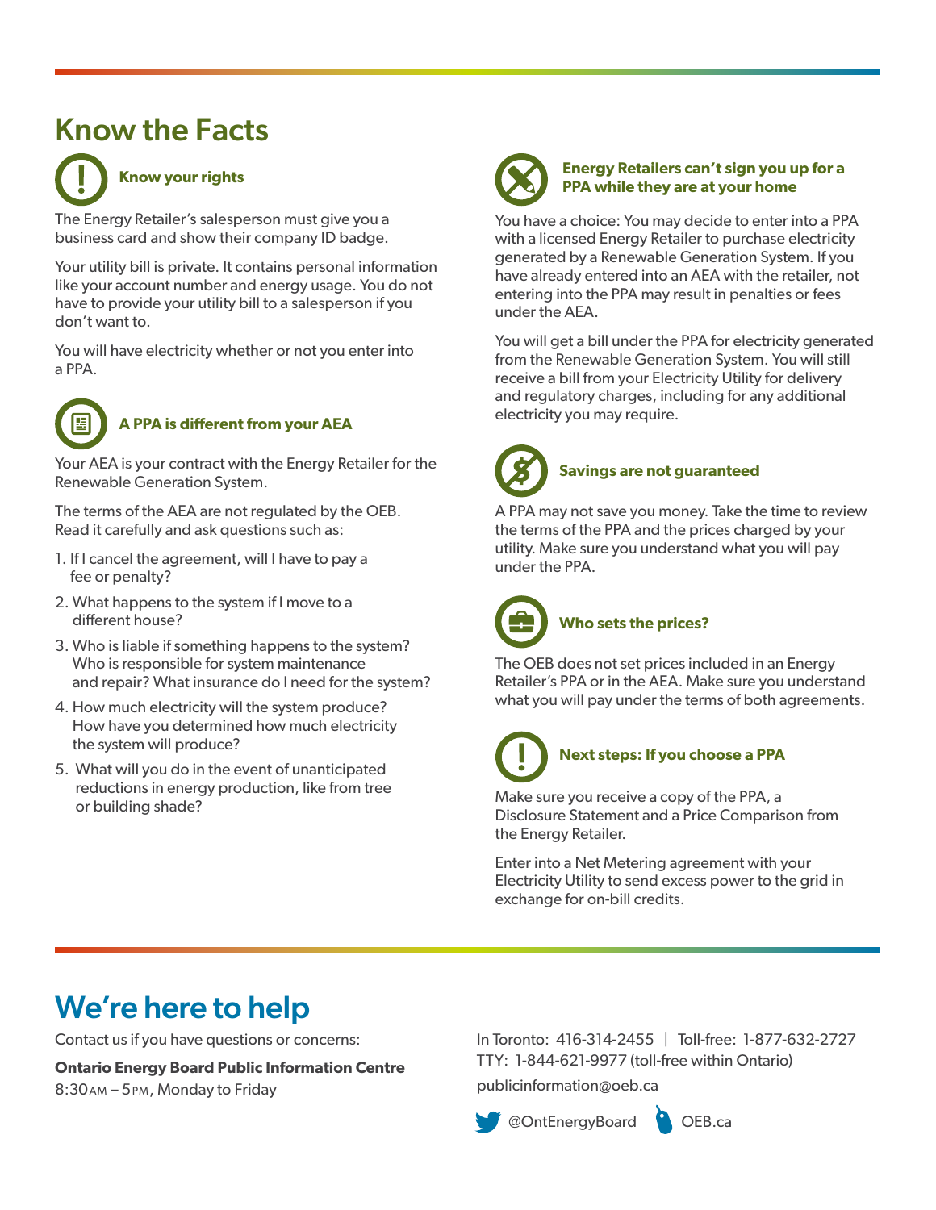# Know the Facts

### Know your rights

The Energy Retailer's salesperson must give you a business card and show their company ID badge.

Your utility bill is private. It contains personal information like your account number and energy usage. You do not have to provide your utility bill to a salesperson if you don't want to.

You will have electricity whether or not you enter into a PPA.

### A PPA is different from your AEA

Your AEA is your contract with the Energy Retailer for the Renewable Generation System.

The terms of the AEA are not regulated by the OEB. Read it carefully and ask questions such as:

1. If I cancel the agreement, will I have to pay a fee or penalty?
2. What happens to the system if I move to a different house?
3. Who is liable if something happens to the system? Who is responsible for system maintenance and repair? What insurance do I need for the system?
4. How much electricity will the system produce? How have you determined how much electricity the system will produce?
5. What will you do in the event of unanticipated reductions in energy production, like from tree or building shade?

### Energy Retailers can't sign you up for a PPA while they are at your home

You have a choice: You may decide to enter into a PPA with a licensed Energy Retailer to purchase electricity generated by a Renewable Generation System. If you have already entered into an AEA with the retailer, not entering into the PPA may result in penalties or fees under the AEA.

You will get a bill under the PPA for electricity generated from the Renewable Generation System. You will still receive a bill from your Electricity Utility for delivery and regulatory charges, including for any additional electricity you may require.

### Savings are not guaranteed

A PPA may not save you money. Take the time to review the terms of the PPA and the prices charged by your utility. Make sure you understand what you will pay under the PPA.

### Who sets the prices?

The OEB does not set prices included in an Energy Retailer's PPA or in the AEA. Make sure you understand what you will pay under the terms of both agreements.

### Next steps: If you choose a PPA

Make sure you receive a copy of the PPA, a Disclosure Statement and a Price Comparison from the Energy Retailer.

Enter into a Net Metering agreement with your Electricity Utility to send excess power to the grid in exchange for on-bill credits.

# We're here to help

Contact us if you have questions or concerns:

**Ontario Energy Board Public Information Centre**
8:30 AM – 5 PM, Monday to Friday

In Toronto: 416-314-2455 | Toll-free: 1-877-632-2727
TTY: 1-844-621-9977 (toll-free within Ontario)

publicinformation@oeb.ca

@OntEnergyBoard    OEB.ca